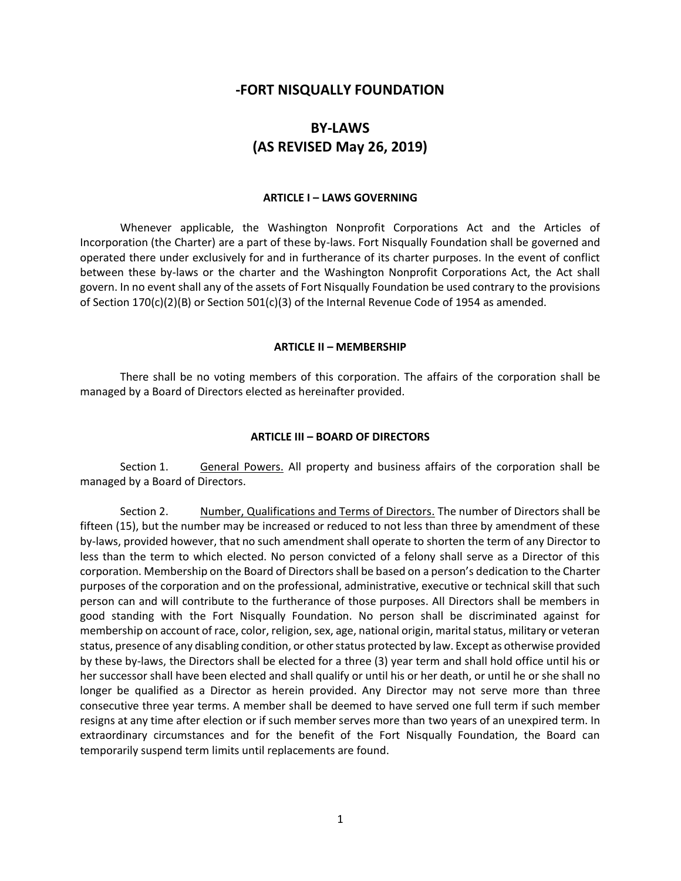# -FORT NISQUALLY FOUNDATION

# BY-LAWS
# (AS REVISED May 26, 2019)

### ARTICLE I – LAWS GOVERNING

Whenever applicable, the Washington Nonprofit Corporations Act and the Articles of Incorporation (the Charter) are a part of these by-laws. Fort Nisqually Foundation shall be governed and operated there under exclusively for and in furtherance of its charter purposes. In the event of conflict between these by-laws or the charter and the Washington Nonprofit Corporations Act, the Act shall govern. In no event shall any of the assets of Fort Nisqually Foundation be used contrary to the provisions of Section 170(c)(2)(B) or Section 501(c)(3) of the Internal Revenue Code of 1954 as amended.

### ARTICLE II – MEMBERSHIP

There shall be no voting members of this corporation. The affairs of the corporation shall be managed by a Board of Directors elected as hereinafter provided.

### ARTICLE III – BOARD OF DIRECTORS

Section 1. General Powers. All property and business affairs of the corporation shall be managed by a Board of Directors.

Section 2. Number, Qualifications and Terms of Directors. The number of Directors shall be fifteen (15), but the number may be increased or reduced to not less than three by amendment of these by-laws, provided however, that no such amendment shall operate to shorten the term of any Director to less than the term to which elected. No person convicted of a felony shall serve as a Director of this corporation. Membership on the Board of Directors shall be based on a person's dedication to the Charter purposes of the corporation and on the professional, administrative, executive or technical skill that such person can and will contribute to the furtherance of those purposes. All Directors shall be members in good standing with the Fort Nisqually Foundation. No person shall be discriminated against for membership on account of race, color, religion, sex, age, national origin, marital status, military or veteran status, presence of any disabling condition, or other status protected by law. Except as otherwise provided by these by-laws, the Directors shall be elected for a three (3) year term and shall hold office until his or her successor shall have been elected and shall qualify or until his or her death, or until he or she shall no longer be qualified as a Director as herein provided. Any Director may not serve more than three consecutive three year terms. A member shall be deemed to have served one full term if such member resigns at any time after election or if such member serves more than two years of an unexpired term. In extraordinary circumstances and for the benefit of the Fort Nisqually Foundation, the Board can temporarily suspend term limits until replacements are found.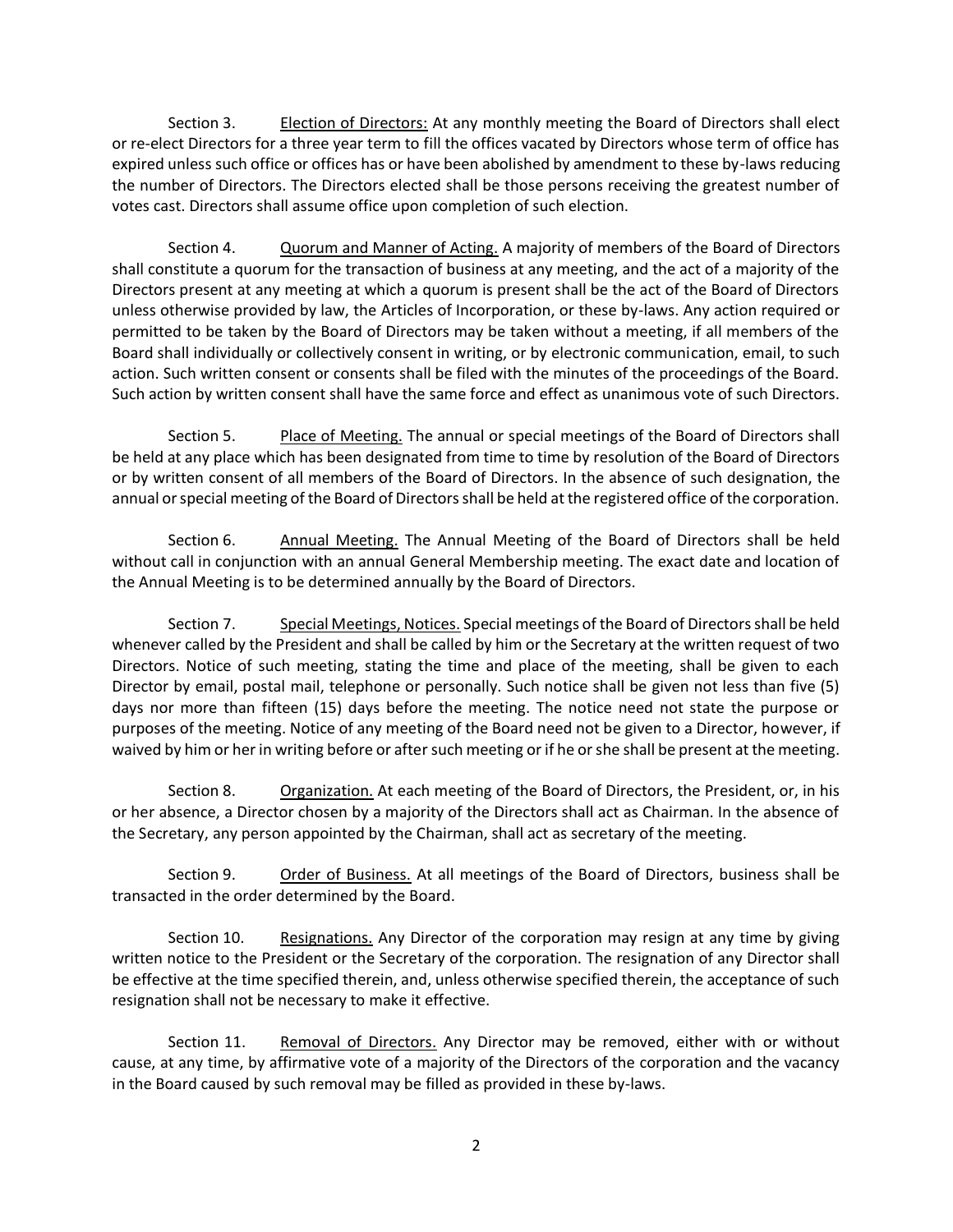Section 3. <u>Election of Directors:</u> At any monthly meeting the Board of Directors shall elect or re-elect Directors for a three year term to fill the offices vacated by Directors whose term of office has expired unless such office or offices has or have been abolished by amendment to these by-laws reducing the number of Directors. The Directors elected shall be those persons receiving the greatest number of votes cast. Directors shall assume office upon completion of such election.

Section 4. <u>Quorum and Manner of Acting.</u> A majority of members of the Board of Directors shall constitute a quorum for the transaction of business at any meeting, and the act of a majority of the Directors present at any meeting at which a quorum is present shall be the act of the Board of Directors unless otherwise provided by law, the Articles of Incorporation, or these by-laws. Any action required or permitted to be taken by the Board of Directors may be taken without a meeting, if all members of the Board shall individually or collectively consent in writing, or by electronic communication, email, to such action. Such written consent or consents shall be filed with the minutes of the proceedings of the Board. Such action by written consent shall have the same force and effect as unanimous vote of such Directors.

Section 5. <u>Place of Meeting.</u> The annual or special meetings of the Board of Directors shall be held at any place which has been designated from time to time by resolution of the Board of Directors or by written consent of all members of the Board of Directors. In the absence of such designation, the annual or special meeting of the Board of Directors shall be held at the registered office of the corporation.

Section 6. <u>Annual Meeting.</u> The Annual Meeting of the Board of Directors shall be held without call in conjunction with an annual General Membership meeting. The exact date and location of the Annual Meeting is to be determined annually by the Board of Directors.

Section 7. <u>Special Meetings, Notices.</u> Special meetings of the Board of Directors shall be held whenever called by the President and shall be called by him or the Secretary at the written request of two Directors. Notice of such meeting, stating the time and place of the meeting, shall be given to each Director by email, postal mail, telephone or personally. Such notice shall be given not less than five (5) days nor more than fifteen (15) days before the meeting. The notice need not state the purpose or purposes of the meeting. Notice of any meeting of the Board need not be given to a Director, however, if waived by him or her in writing before or after such meeting or if he or she shall be present at the meeting.

Section 8. <u>Organization.</u> At each meeting of the Board of Directors, the President, or, in his or her absence, a Director chosen by a majority of the Directors shall act as Chairman. In the absence of the Secretary, any person appointed by the Chairman, shall act as secretary of the meeting.

Section 9. <u>Order of Business.</u> At all meetings of the Board of Directors, business shall be transacted in the order determined by the Board.

Section 10. <u>Resignations.</u> Any Director of the corporation may resign at any time by giving written notice to the President or the Secretary of the corporation. The resignation of any Director shall be effective at the time specified therein, and, unless otherwise specified therein, the acceptance of such resignation shall not be necessary to make it effective.

Section 11. <u>Removal of Directors.</u> Any Director may be removed, either with or without cause, at any time, by affirmative vote of a majority of the Directors of the corporation and the vacancy in the Board caused by such removal may be filled as provided in these by-laws.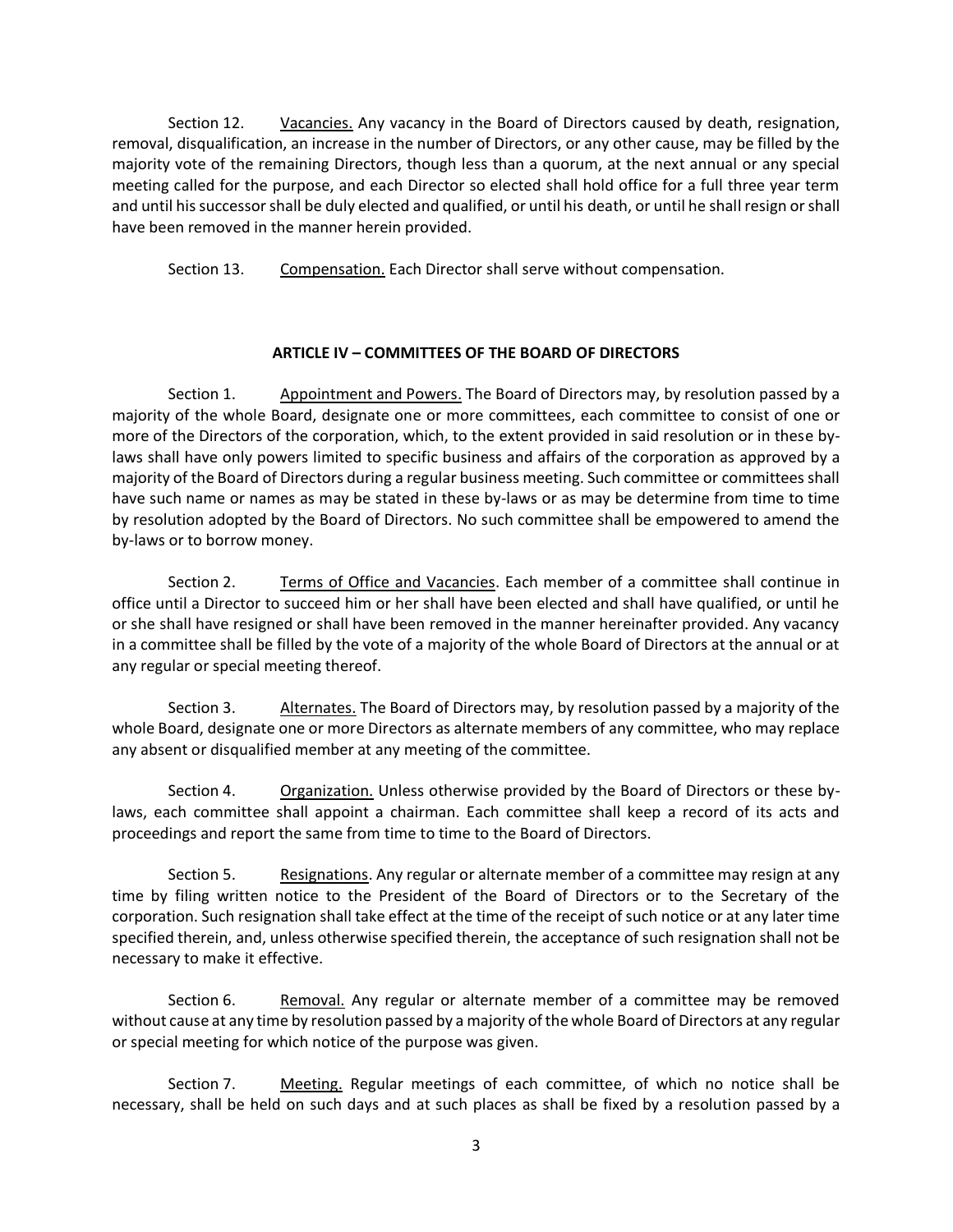Section 12. Vacancies. Any vacancy in the Board of Directors caused by death, resignation, removal, disqualification, an increase in the number of Directors, or any other cause, may be filled by the majority vote of the remaining Directors, though less than a quorum, at the next annual or any special meeting called for the purpose, and each Director so elected shall hold office for a full three year term and until his successor shall be duly elected and qualified, or until his death, or until he shall resign or shall have been removed in the manner herein provided.

Section 13. Compensation. Each Director shall serve without compensation.

## ARTICLE IV – COMMITTEES OF THE BOARD OF DIRECTORS

Section 1. Appointment and Powers. The Board of Directors may, by resolution passed by a majority of the whole Board, designate one or more committees, each committee to consist of one or more of the Directors of the corporation, which, to the extent provided in said resolution or in these by-laws shall have only powers limited to specific business and affairs of the corporation as approved by a majority of the Board of Directors during a regular business meeting. Such committee or committees shall have such name or names as may be stated in these by-laws or as may be determine from time to time by resolution adopted by the Board of Directors. No such committee shall be empowered to amend the by-laws or to borrow money.

Section 2. Terms of Office and Vacancies. Each member of a committee shall continue in office until a Director to succeed him or her shall have been elected and shall have qualified, or until he or she shall have resigned or shall have been removed in the manner hereinafter provided. Any vacancy in a committee shall be filled by the vote of a majority of the whole Board of Directors at the annual or at any regular or special meeting thereof.

Section 3. Alternates. The Board of Directors may, by resolution passed by a majority of the whole Board, designate one or more Directors as alternate members of any committee, who may replace any absent or disqualified member at any meeting of the committee.

Section 4. Organization. Unless otherwise provided by the Board of Directors or these by-laws, each committee shall appoint a chairman. Each committee shall keep a record of its acts and proceedings and report the same from time to time to the Board of Directors.

Section 5. Resignations. Any regular or alternate member of a committee may resign at any time by filing written notice to the President of the Board of Directors or to the Secretary of the corporation. Such resignation shall take effect at the time of the receipt of such notice or at any later time specified therein, and, unless otherwise specified therein, the acceptance of such resignation shall not be necessary to make it effective.

Section 6. Removal. Any regular or alternate member of a committee may be removed without cause at any time by resolution passed by a majority of the whole Board of Directors at any regular or special meeting for which notice of the purpose was given.

Section 7. Meeting. Regular meetings of each committee, of which no notice shall be necessary, shall be held on such days and at such places as shall be fixed by a resolution passed by a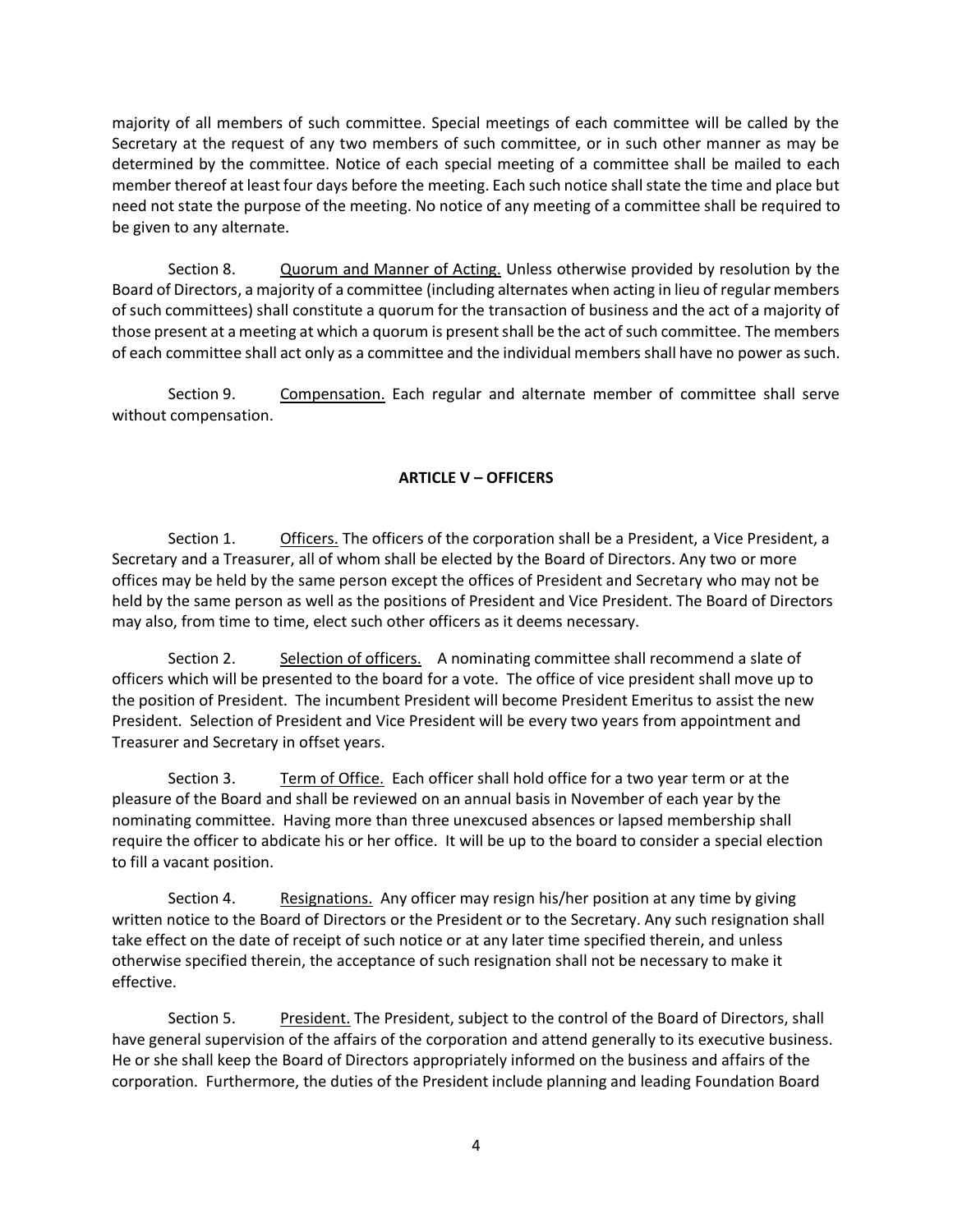majority of all members of such committee. Special meetings of each committee will be called by the Secretary at the request of any two members of such committee, or in such other manner as may be determined by the committee. Notice of each special meeting of a committee shall be mailed to each member thereof at least four days before the meeting. Each such notice shall state the time and place but need not state the purpose of the meeting. No notice of any meeting of a committee shall be required to be given to any alternate.

Section 8. Quorum and Manner of Acting. Unless otherwise provided by resolution by the Board of Directors, a majority of a committee (including alternates when acting in lieu of regular members of such committees) shall constitute a quorum for the transaction of business and the act of a majority of those present at a meeting at which a quorum is present shall be the act of such committee. The members of each committee shall act only as a committee and the individual members shall have no power as such.

Section 9. Compensation. Each regular and alternate member of committee shall serve without compensation.

## ARTICLE V – OFFICERS

Section 1. Officers. The officers of the corporation shall be a President, a Vice President, a Secretary and a Treasurer, all of whom shall be elected by the Board of Directors. Any two or more offices may be held by the same person except the offices of President and Secretary who may not be held by the same person as well as the positions of President and Vice President. The Board of Directors may also, from time to time, elect such other officers as it deems necessary.

Section 2. Selection of officers. A nominating committee shall recommend a slate of officers which will be presented to the board for a vote. The office of vice president shall move up to the position of President. The incumbent President will become President Emeritus to assist the new President. Selection of President and Vice President will be every two years from appointment and Treasurer and Secretary in offset years.

Section 3. Term of Office. Each officer shall hold office for a two year term or at the pleasure of the Board and shall be reviewed on an annual basis in November of each year by the nominating committee. Having more than three unexcused absences or lapsed membership shall require the officer to abdicate his or her office. It will be up to the board to consider a special election to fill a vacant position.

Section 4. Resignations. Any officer may resign his/her position at any time by giving written notice to the Board of Directors or the President or to the Secretary. Any such resignation shall take effect on the date of receipt of such notice or at any later time specified therein, and unless otherwise specified therein, the acceptance of such resignation shall not be necessary to make it effective.

Section 5. President. The President, subject to the control of the Board of Directors, shall have general supervision of the affairs of the corporation and attend generally to its executive business. He or she shall keep the Board of Directors appropriately informed on the business and affairs of the corporation. Furthermore, the duties of the President include planning and leading Foundation Board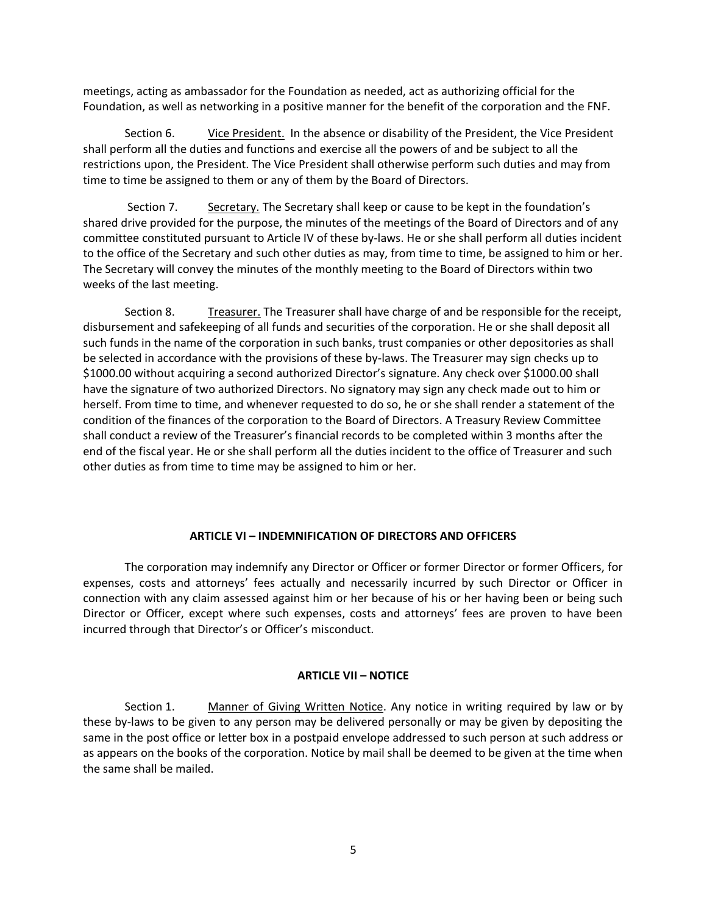meetings, acting as ambassador for the Foundation as needed, act as authorizing official for the Foundation, as well as networking in a positive manner for the benefit of the corporation and the FNF.

Section 6. Vice President. In the absence or disability of the President, the Vice President shall perform all the duties and functions and exercise all the powers of and be subject to all the restrictions upon, the President. The Vice President shall otherwise perform such duties and may from time to time be assigned to them or any of them by the Board of Directors.

Section 7. Secretary. The Secretary shall keep or cause to be kept in the foundation's shared drive provided for the purpose, the minutes of the meetings of the Board of Directors and of any committee constituted pursuant to Article IV of these by-laws. He or she shall perform all duties incident to the office of the Secretary and such other duties as may, from time to time, be assigned to him or her. The Secretary will convey the minutes of the monthly meeting to the Board of Directors within two weeks of the last meeting.

Section 8. Treasurer. The Treasurer shall have charge of and be responsible for the receipt, disbursement and safekeeping of all funds and securities of the corporation. He or she shall deposit all such funds in the name of the corporation in such banks, trust companies or other depositories as shall be selected in accordance with the provisions of these by-laws. The Treasurer may sign checks up to $1000.00 without acquiring a second authorized Director's signature. Any check over $1000.00 shall have the signature of two authorized Directors. No signatory may sign any check made out to him or herself. From time to time, and whenever requested to do so, he or she shall render a statement of the condition of the finances of the corporation to the Board of Directors. A Treasury Review Committee shall conduct a review of the Treasurer's financial records to be completed within 3 months after the end of the fiscal year. He or she shall perform all the duties incident to the office of Treasurer and such other duties as from time to time may be assigned to him or her.

## ARTICLE VI – INDEMNIFICATION OF DIRECTORS AND OFFICERS

The corporation may indemnify any Director or Officer or former Director or former Officers, for expenses, costs and attorneys' fees actually and necessarily incurred by such Director or Officer in connection with any claim assessed against him or her because of his or her having been or being such Director or Officer, except where such expenses, costs and attorneys' fees are proven to have been incurred through that Director's or Officer's misconduct.

## ARTICLE VII – NOTICE

Section 1. Manner of Giving Written Notice. Any notice in writing required by law or by these by-laws to be given to any person may be delivered personally or may be given by depositing the same in the post office or letter box in a postpaid envelope addressed to such person at such address or as appears on the books of the corporation. Notice by mail shall be deemed to be given at the time when the same shall be mailed.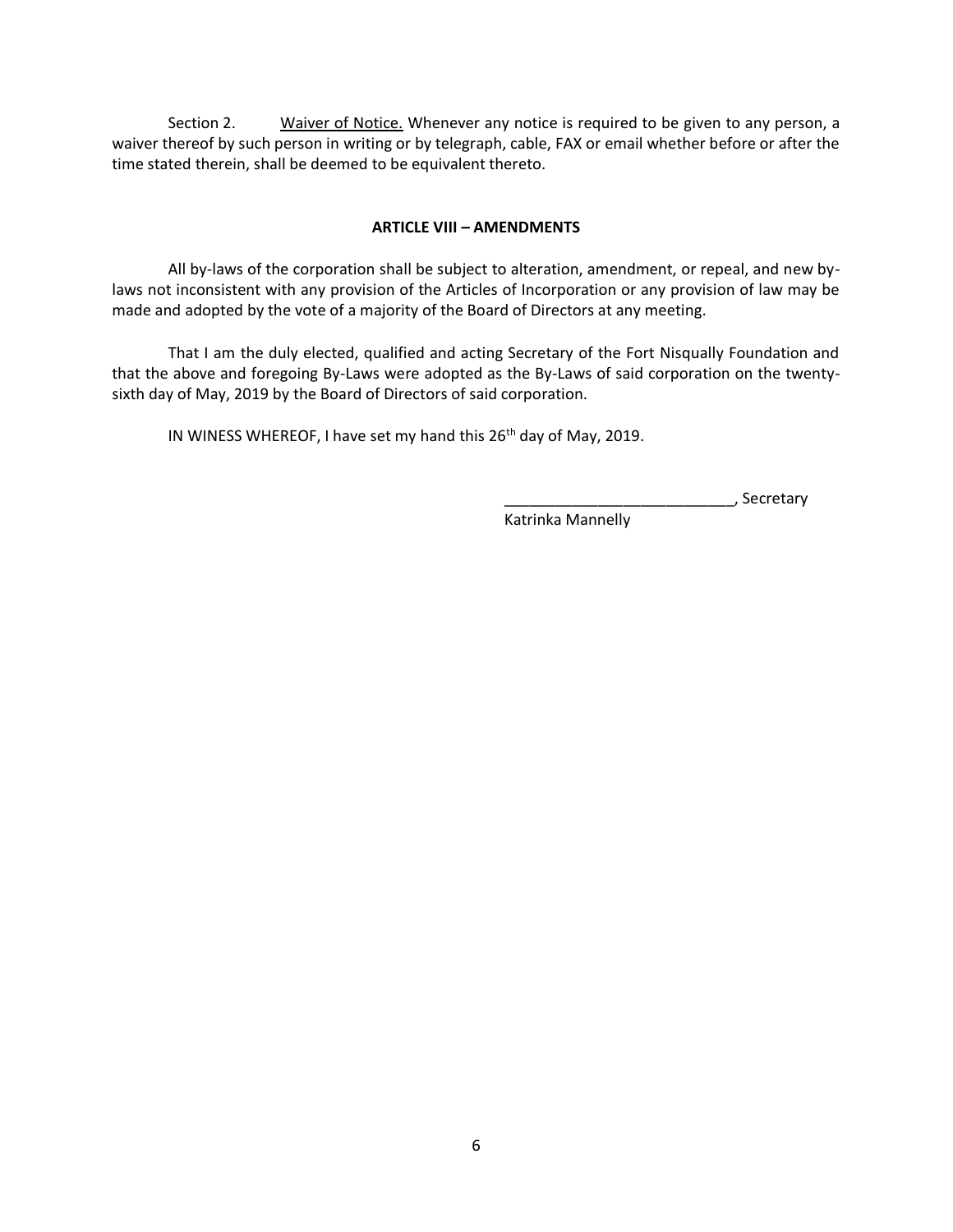Section 2. <u>Waiver of Notice.</u> Whenever any notice is required to be given to any person, a waiver thereof by such person in writing or by telegraph, cable, FAX or email whether before or after the time stated therein, shall be deemed to be equivalent thereto.

## ARTICLE VIII – AMENDMENTS

All by-laws of the corporation shall be subject to alteration, amendment, or repeal, and new by-laws not inconsistent with any provision of the Articles of Incorporation or any provision of law may be made and adopted by the vote of a majority of the Board of Directors at any meeting.

That I am the duly elected, qualified and acting Secretary of the Fort Nisqually Foundation and that the above and foregoing By-Laws were adopted as the By-Laws of said corporation on the twenty-sixth day of May, 2019 by the Board of Directors of said corporation.

IN WINESS WHEREOF, I have set my hand this 26th day of May, 2019.

___________________________, Secretary
Katrinka Mannelly